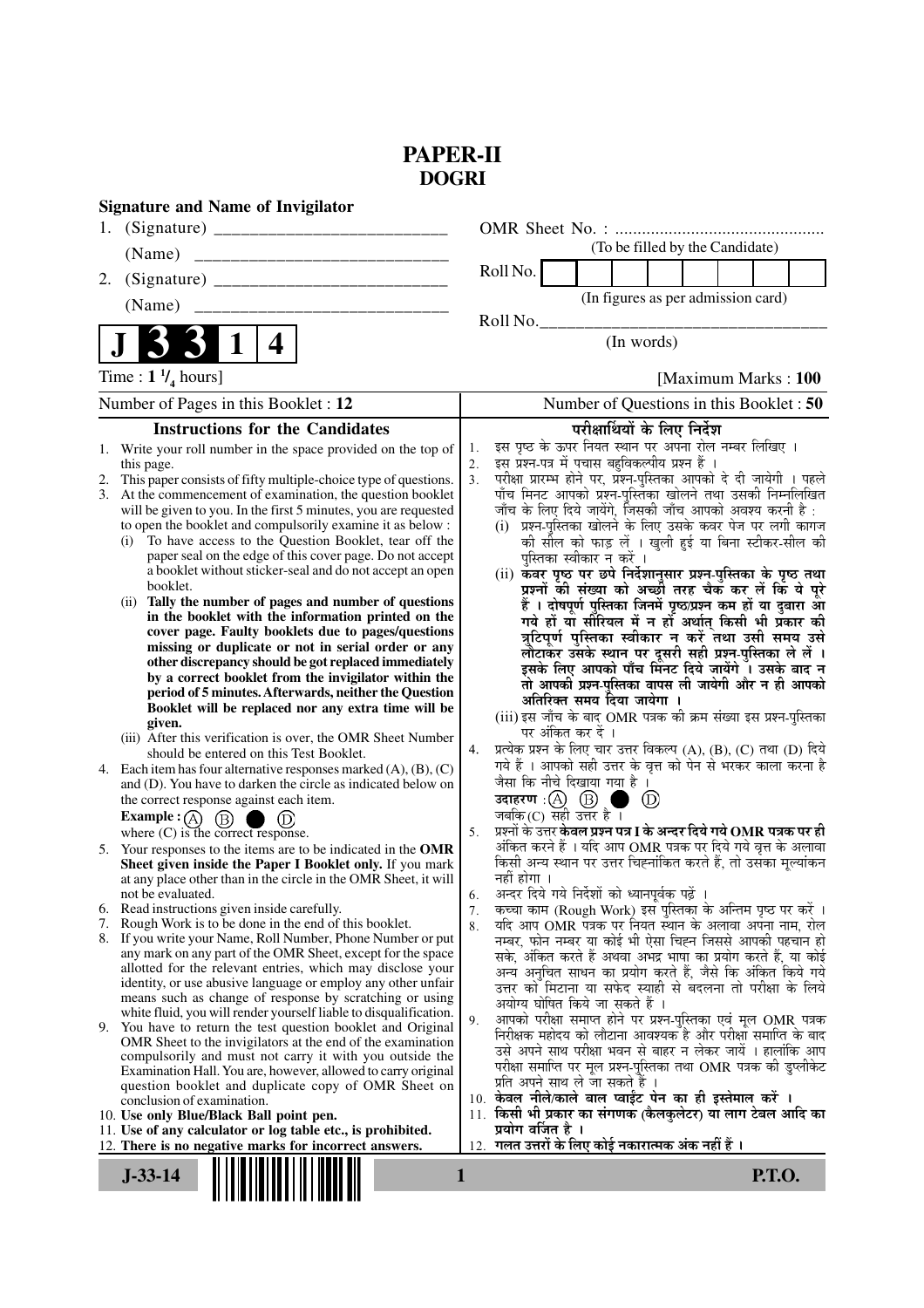# PAPER-II
## DOGRI

**Signature and Name of Invigilator**

1. (Signature) ___________________________

   (Name) ___________________________

2. (Signature) ___________________________

   (Name) ___________________________

OMR Sheet No. : ...............................................

(To be filled by the Candidate)

Roll No. | | | | | | | | |

(In figures as per admission card)

Roll No.________________________________

(In words)

**J 3 3 1 4**

Time : $1\,^1/_4$ hours] [Maximum Marks : **100**

Number of Pages in this Booklet : **12**

Number of Questions in this Booklet : **50**

### Instructions for the Candidates

1. Write your roll number in the space provided on the top of this page.
2. This paper consists of fifty multiple-choice type of questions.
3. At the commencement of examination, the question booklet will be given to you. In the first 5 minutes, you are requested to open the booklet and compulsorily examine it as below :
   (i) To have access to the Question Booklet, tear off the paper seal on the edge of this cover page. Do not accept a booklet without sticker-seal and do not accept an open booklet.
   (ii) **Tally the number of pages and number of questions in the booklet with the information printed on the cover page. Faulty booklets due to pages/questions missing or duplicate or not in serial order or any other discrepancy should be got replaced immediately by a correct booklet from the invigilator within the period of 5 minutes. Afterwards, neither the Question Booklet will be replaced nor any extra time will be given.**
   (iii) After this verification is over, the OMR Sheet Number should be entered on this Test Booklet.
4. Each item has four alternative responses marked (A), (B), (C) and (D). You have to darken the circle as indicated below on the correct response against each item.
   **Example :** (A) (B) ● (D)
   where (C) is the correct response.
5. Your responses to the items are to be indicated in the **OMR Sheet given inside the Paper I Booklet only.** If you mark at any place other than in the circle in the OMR Sheet, it will not be evaluated.
6. Read instructions given inside carefully.
7. Rough Work is to be done in the end of this booklet.
8. If you write your Name, Roll Number, Phone Number or put any mark on any part of the OMR Sheet, except for the space allotted for the relevant entries, which may disclose your identity, or use abusive language or employ any other unfair means such as change of response by scratching or using white fluid, you will render yourself liable to disqualification.
9. You have to return the test question booklet and Original OMR Sheet to the invigilators at the end of the examination compulsorily and must not carry it with you outside the Examination Hall. You are, however, allowed to carry original question booklet and duplicate copy of OMR Sheet on conclusion of examination.
10. **Use only Blue/Black Ball point pen.**
11. **Use of any calculator or log table etc., is prohibited.**
12. **There is no negative marks for incorrect answers.**

### परीक्षार्थियों के लिए निर्देश

1. इस पृष्ठ के ऊपर नियत स्थान पर अपना रोल नम्बर लिखिए ।
2. इस प्रश्न-पत्र में पचास बहुविकल्पीय प्रश्न हैं ।
3. परीक्षा प्रारम्भ होने पर, प्रश्न-पुस्तिका आपको दे दी जायेगी । पहले पाँच मिनट आपको प्रश्न-पुस्तिका खोलने तथा उसकी निम्नलिखित जाँच के लिए दिये जायेंगे, जिसकी जाँच आपको अवश्य करनी है :
   (i) प्रश्न-पुस्तिका खोलने के लिए उसके कवर पेज पर लगी कागज की सील को फाड़ लें । खुली हुई या बिना स्टीकर-सील की पुस्तिका स्वीकार न करें ।
   (ii) **कवर पृष्ठ पर छपे निर्देशानुसार प्रश्न-पुस्तिका के पृष्ठ तथा प्रश्नों की संख्या को अच्छी तरह चैक कर लें कि ये पूरे हैं । दोषपूर्ण पुस्तिका जिनमें पृष्ठ/प्रश्न कम हों या दुबारा आ गये हों या सीरियल में न हों अर्थात् किसी भी प्रकार की त्रुटिपूर्ण पुस्तिका स्वीकार न करें तथा उसी समय उसे लौटाकर उसके स्थान पर दूसरी सही प्रश्न-पुस्तिका ले लें । इसके लिए आपको पाँच मिनट दिये जायेंगे । उसके बाद न तो आपकी प्रश्न-पुस्तिका वापस ली जायेगी और न ही आपको अतिरिक्त समय दिया जायेगा ।**
   (iii) इस जाँच के बाद OMR पत्रक की क्रम संख्या इस प्रश्न-पुस्तिका पर अंकित कर दें ।
4. प्रत्येक प्रश्न के लिए चार उत्तर विकल्प (A), (B), (C) तथा (D) दिये गये हैं । आपको सही उत्तर के वृत्त को पेन से भरकर काला करना है जैसा कि नीचे दिखाया गया है ।
   **उदाहरण :** (A) (B) ● (D)
   जबकि (C) सही उत्तर है ।
5. प्रश्नों के उत्तर **केवल प्रश्न पत्र I के अन्दर दिये गये OMR पत्रक पर ही** अंकित करने हैं । यदि आप OMR पत्रक पर दिये गये वृत्त के अलावा किसी अन्य स्थान पर उत्तर चिह्नांकित करते हैं, तो उसका मूल्यांकन नहीं होगा ।
6. अन्दर दिये गये निर्देशों को ध्यानपूर्वक पढ़ें ।
7. कच्चा काम (Rough Work) इस पुस्तिका के अन्तिम पृष्ठ पर करें ।
8. यदि आप OMR पत्रक पर नियत स्थान के अलावा अपना नाम, रोल नम्बर, फोन नम्बर या कोई भी ऐसा चिह्न जिससे आपकी पहचान हो सके, अंकित करते हैं अथवा अभद्र भाषा का प्रयोग करते हैं, या कोई अन्य अनुचित साधन का प्रयोग करते हैं, जैसे कि अंकित किये गये उत्तर को मिटाना या सफेद स्याही से बदलना तो परीक्षा के लिये अयोग्य घोषित किये जा सकते हैं ।
9. आपको परीक्षा समाप्त होने पर प्रश्न-पुस्तिका एवं मूल OMR पत्रक निरीक्षक महोदय को लौटाना आवश्यक है और परीक्षा समाप्ति के बाद उसे अपने साथ परीक्षा भवन से बाहर न लेकर जायें । हालांकि आप परीक्षा समाप्ति पर मूल प्रश्न-पुस्तिका तथा OMR पत्रक की डुप्लीकेट प्रति अपने साथ ले जा सकते हैं ।
10. **केवल नीले/काले बाल प्वाईंट पेन का ही इस्तेमाल करें ।**
11. **किसी भी प्रकार का संगणक (कैलकुलेटर) या लाग टेबल आदि का प्रयोग वर्जित है ।**
12. **गलत उत्तरों के लिए कोई नकारात्मक अंक नहीं हैं ।**

**J-33-14** **P.T.O.**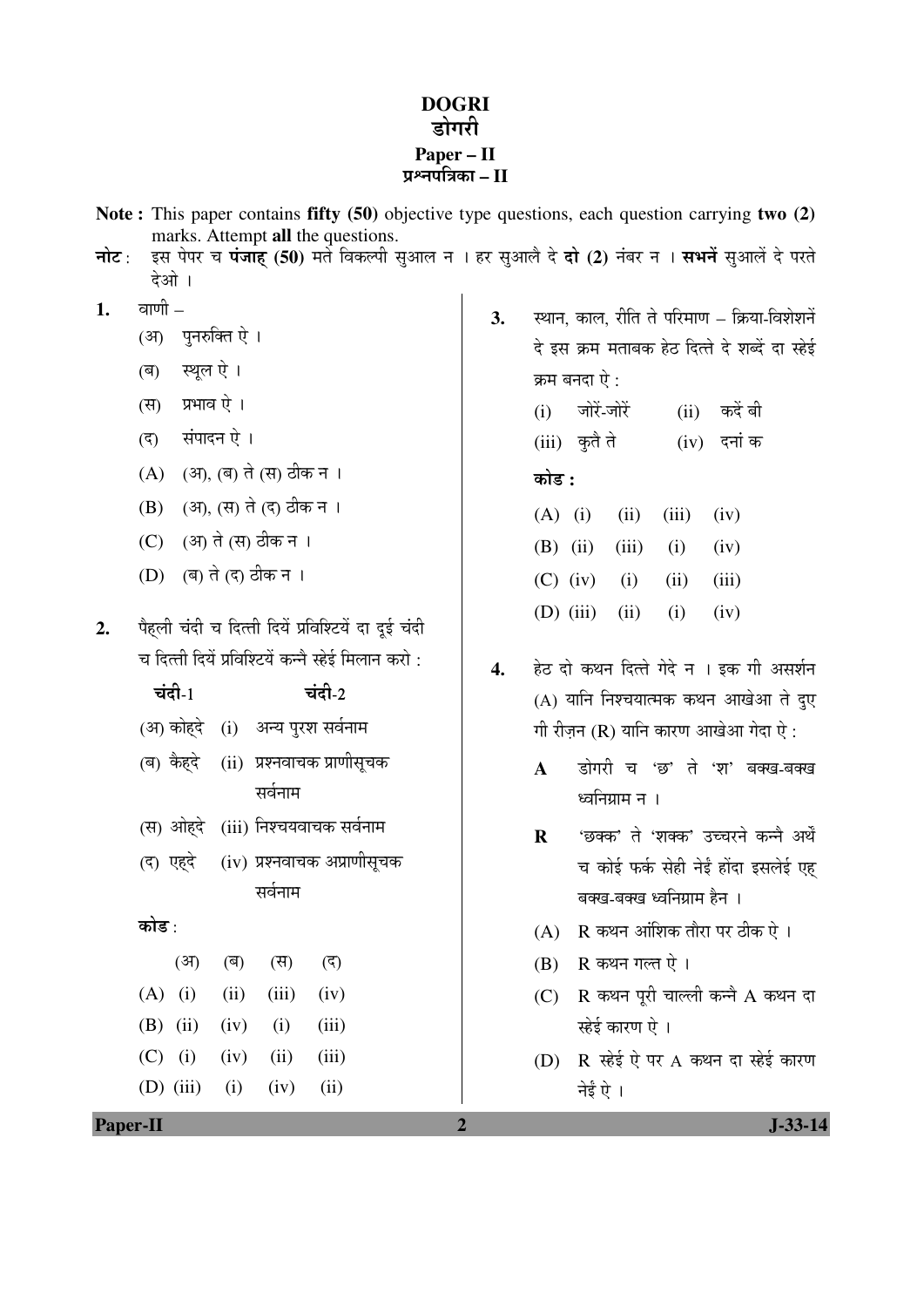# DOGRI
# डोगरी
## Paper – II
## प्रश्नपत्रिका – II

**Note :** This paper contains **fifty (50)** objective type questions, each question carrying **two (2)** marks. Attempt **all** the questions.

**नोट :** इस पेपर च **पंजाह् (50)** मते विकल्पी सुआल न । हर सुआलै दे **दो (2)** नंबर न । **सभनें** सुआलें दे परते देओ ।

**1.** वाणी –

(अ) पुनरुक्ति ऐ ।

(ब) स्थूल ऐ ।

(स) प्रभाव ऐ ।

(द) संपादन ऐ ।

(A) (अ), (ब) ते (स) ठीक न ।

(B) (अ), (स) ते (द) ठीक न ।

(C) (अ) ते (स) ठीक न ।

(D) (ब) ते (द) ठीक न ।

**2.** पैह्ली चंदी च दित्ती दियें प्रविश्टियें दा दूई चंदी च दित्ती दियें प्रविश्टियें कन्नै स्हेई मिलान करो :

| चंदी-1 | चंदी-2 |
|---|---|
| (अ) कोह्‌दे | (i) अन्य पुरश सर्वनाम |
| (ब) कैह्‌दे | (ii) प्रश्नवाचक प्राणीसूचक सर्वनाम |
| (स) ओह्‌दे | (iii) निश्चयवाचक सर्वनाम |
| (द) एह्‌दे | (iv) प्रश्नवाचक अप्राणीसूचक सर्वनाम |

कोड :

| | (अ) | (ब) | (स) | (द) |
|---|---|---|---|---|
| (A) | (i) | (ii) | (iii) | (iv) |
| (B) | (ii) | (iv) | (i) | (iii) |
| (C) | (i) | (iv) | (ii) | (iii) |
| (D) | (iii) | (i) | (iv) | (ii) |

**3.** स्थान, काल, रीति ते परिमाण – क्रिया-विशेशनें दे इस क्रम मताबक हेठ दित्ते दे शब्दें दा स्हेई क्रम बनदा ऐ :

(i) जोरें-जोरें  (ii) कदें बी

(iii) कुतै ते  (iv) दनां क

**कोड :**

| | | | | |
|---|---|---|---|---|
| (A) | (i) | (ii) | (iii) | (iv) |
| (B) | (ii) | (iii) | (i) | (iv) |
| (C) | (iv) | (i) | (ii) | (iii) |
| (D) | (iii) | (ii) | (i) | (iv) |

**4.** हेठ दो कथन दित्ते गेदे न । इक गी असर्शन (A) यानि निश्चयात्मक कथन आखेआ ते दुए गी रीज़न (R) यानि कारण आखेआ गेदा ऐ :

**A** डोगरी च 'छ' ते 'श' बक्ख-बक्ख ध्वनिग्राम न ।

**R** 'छक्क' ते 'शक्क' उच्चरने कन्नै अर्थै च कोई फर्क सेही नेईं होंदा इसलेई एह् बक्ख-बक्ख ध्वनिग्राम हैन ।

(A) R कथन आंशिक तौरा पर ठीक ऐ ।

(B) R कथन गल्त ऐ ।

(C) R कथन पूरी चाल्ली कन्नै A कथन दा स्हेई कारण ऐ ।

(D) R स्हेई ऐ पर A कथन दा स्हेई कारण नेईं ऐ ।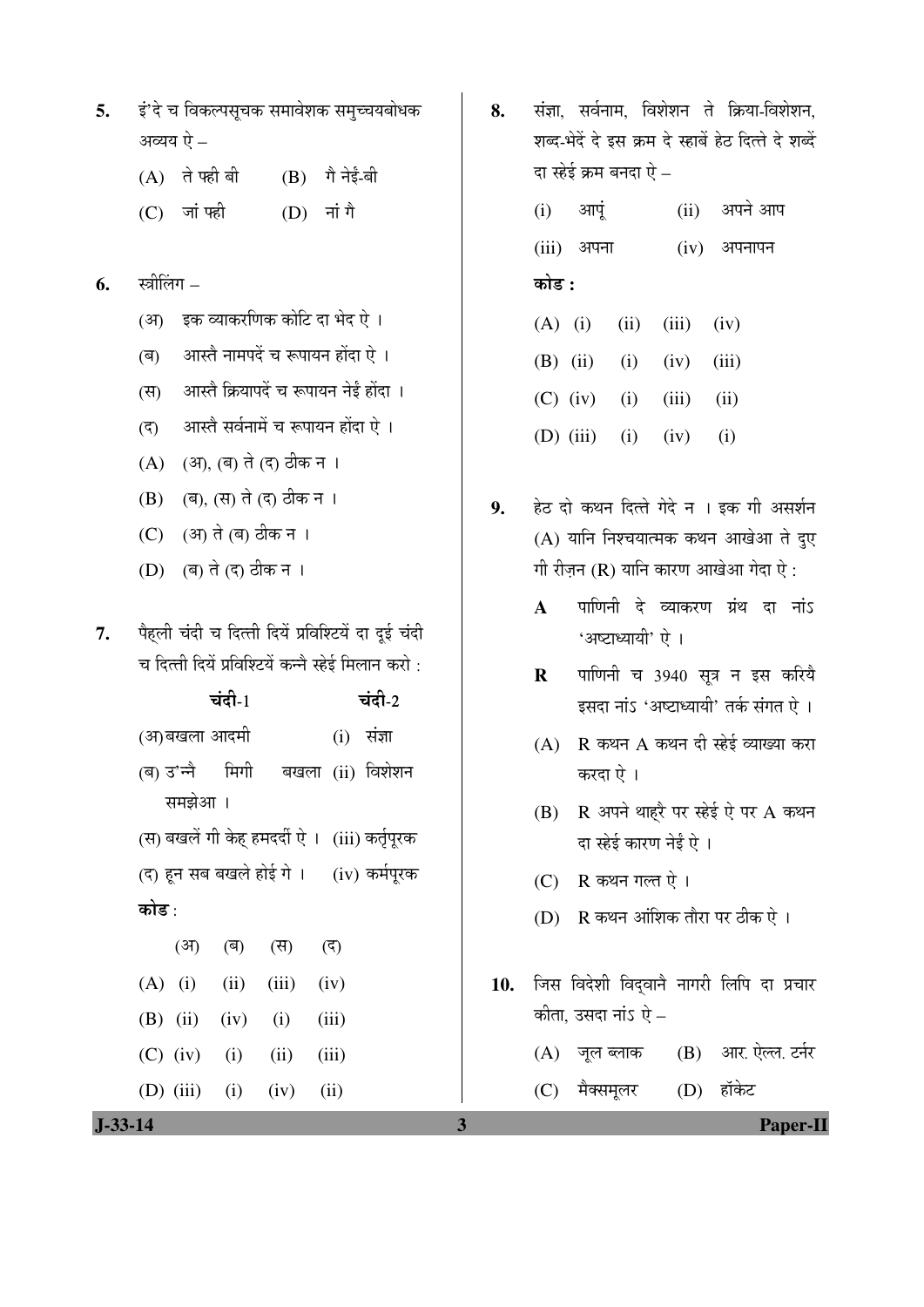5. इं'दे च विकल्पसूचक समावेशक समुच्चयबोधक अव्यय ऐ –

   (A) ते फ्ही बी  (B) गै नेईं-बी

   (C) जां फ्ही  (D) नां गै

6. स्त्रीलिंग –

   (अ) इक व्याकरणिक कोटि दा भेद ऐ ।

   (ब) आस्तै नामपदें च रूपायन होंदा ऐ ।

   (स) आस्तै क्रियापदें च रूपायन नेईं होंदा ।

   (द) आस्तै सर्वनामें च रूपायन होंदा ऐ ।

   (A) (अ), (ब) ते (द) ठीक न ।

   (B) (ब), (स) ते (द) ठीक न ।

   (C) (अ) ते (ब) ठीक न ।

   (D) (ब) ते (द) ठीक न ।

7. पैह्‌ली चंदी च दित्ती दियें प्रविश्टियें दा दूई चंदी च दित्ती दियें प्रविश्टियें कन्नै स्हेई मिलान करो :

| चंदी-1 | चंदी-2 |
|---|---|
| (अ) बखला आदमी | (i) संज्ञा |
| (ब) उ'न्नै मिगी बखला समझेआ । | (ii) विशेशन |
| (स) बखलें गी केह्‌ हमदर्दी ऐ । | (iii) कर्तृपूरक |
| (द) हून सब बखले होई गे । | (iv) कर्मपूरक |

कोड :

|  | (अ) | (ब) | (स) | (द) |
|---|---|---|---|---|
| (A) | (i) | (ii) | (iii) | (iv) |
| (B) | (ii) | (iv) | (i) | (iii) |
| (C) | (iv) | (i) | (ii) | (iii) |
| (D) | (iii) | (i) | (iv) | (ii) |

8. संज्ञा, सर्वनाम, विशेशन ते क्रिया-विशेशन, शब्द-भेदें दे इस क्रम दे स्हाबें हेठ दित्ते दे शब्दें दा स्हेई क्रम बनदा ऐ –

   (i) आपूं  (ii) अपने आप

   (iii) अपना  (iv) अपनापन

   कोड :

   (A) (i) (ii) (iii) (iv)

   (B) (ii) (i) (iv) (iii)

   (C) (iv) (i) (iii) (ii)

   (D) (iii) (i) (iv) (i)

9. हेठ दो कथन दित्ते गेदे न । इक गी असर्शन (A) यानि निश्चयात्मक कथन आखेआ ते दुए गी रीज़न (R) यानि कारण आखेआ गेदा ऐ :

   **A** पाणिनी दे व्याकरण ग्रंथ दा नांऽ 'अष्टाध्यायी' ऐ ।

   **R** पाणिनी च 3940 सूत्र न इस करियै इसदा नांऽ 'अष्टाध्यायी' तर्क संगत ऐ ।

   (A) R कथन A कथन दी स्हेई व्याख्या करा करदा ऐ ।

   (B) R अपने थाह्‌रै पर स्हेई ऐ पर A कथन दा स्हेई कारण नेईं ऐ ।

   (C) R कथन गल्त ऐ ।

   (D) R कथन आंशिक तौरा पर ठीक ऐ ।

10. जिस विदेशी विद्‌वानै नागरी लिपि दा प्रचार कीता, उसदा नांऽ ऐ –

   (A) जूल ब्लाक  (B) आर. ऐल्ल. टर्नर

   (C) मैक्समूलर  (D) हॉकेट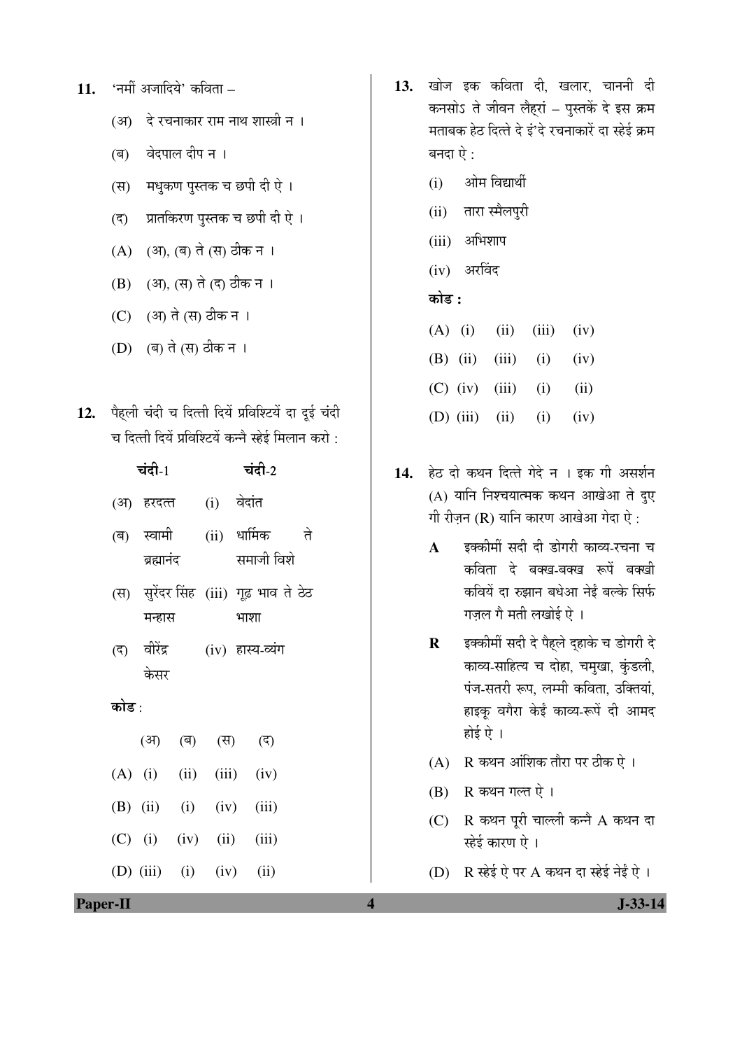11. 'नमीं अजादिये' कविता –

    (अ) दे रचनाकार राम नाथ शास्त्री न ।

    (ब) वेदपाल दीप न ।

    (स) मधुकण पुस्तक च छपी दी ऐ ।

    (द) प्रातकिरण पुस्तक च छपी दी ऐ ।

    (A) (अ), (ब) ते (स) ठीक न ।

    (B) (अ), (स) ते (द) ठीक न ।

    (C) (अ) ते (स) ठीक न ।

    (D) (ब) ते (स) ठीक न ।

12. पैह्ली चंदी च दित्ती दियें प्रविश्टियें दा दूई चंदी च दित्ती दियें प्रविश्टियें कन्नै स्हेई मिलान करो :

| चंदी-1 | चंदी-2 |
|---|---|
| (अ) हरदत्त | (i) वेदांत |
| (ब) स्वामी ब्रह्मानंद | (ii) धार्मिक ते समाजी विशे |
| (स) सुरेंदर सिंह मन्हास | (iii) गूढ़ भाव ते ठेठ भाषा |
| (द) वीरेंद्र केसर | (iv) हास्य-व्यंग |

कोड :

| | (अ) | (ब) | (स) | (द) |
|---|---|---|---|---|
| (A) | (i) | (ii) | (iii) | (iv) |
| (B) | (ii) | (i) | (iv) | (iii) |
| (C) | (i) | (iv) | (ii) | (iii) |
| (D) | (iii) | (i) | (iv) | (ii) |

13. खोज इक कविता दी, खलार, चाननी दी कनसोऽ ते जीवन लैहरां – पुस्तकें दे इस क्रम मताबक हेठ दित्ते दे इं'दे रचनाकारें दा स्हेई क्रम बनदा ऐ :

    (i) ओम विद्यार्थी

    (ii) तारा स्मैलपुरी

    (iii) अभिशाप

    (iv) अरविंद

    **कोड :**

    (A) (i) (ii) (iii) (iv)

    (B) (ii) (iii) (i) (iv)

    (C) (iv) (iii) (i) (ii)

    (D) (iii) (ii) (i) (iv)

14. हेठ दो कथन दित्ते गेदे न । इक गी असर्शन (A) यानि निश्चयात्मक कथन आखेआ ते दुए गी रीज़न (R) यानि कारण आखेआ गेदा ऐ :

    **A** इक्कीमीं सदी दी डोगरी काव्य-रचना च कविता दे बक्ख-बक्ख रूपें बक्खी कवियें दा रुझान बधेआ नेईं बल्के सिर्फ गज़ल गै मती लखोई ऐ ।

    **R** इक्कीमीं सदी दे पैह्ले द्हाके च डोगरी दे काव्य-साहित्य च दोहा, चमुखा, कुंडली, पंज-सतरी रूप, लम्मी कविता, उक्तियां, हाइकू वगैरा केईं काव्य-रूपें दी आमद होई ऐ ।

    (A) R कथन आंशिक तौरा पर ठीक ऐ ।

    (B) R कथन गल्त ऐ ।

    (C) R कथन पूरी चाल्ली कन्नै A कथन दा स्हेई कारण ऐ ।

    (D) R स्हेई ऐ पर A कथन दा स्हेई नेईं ऐ ।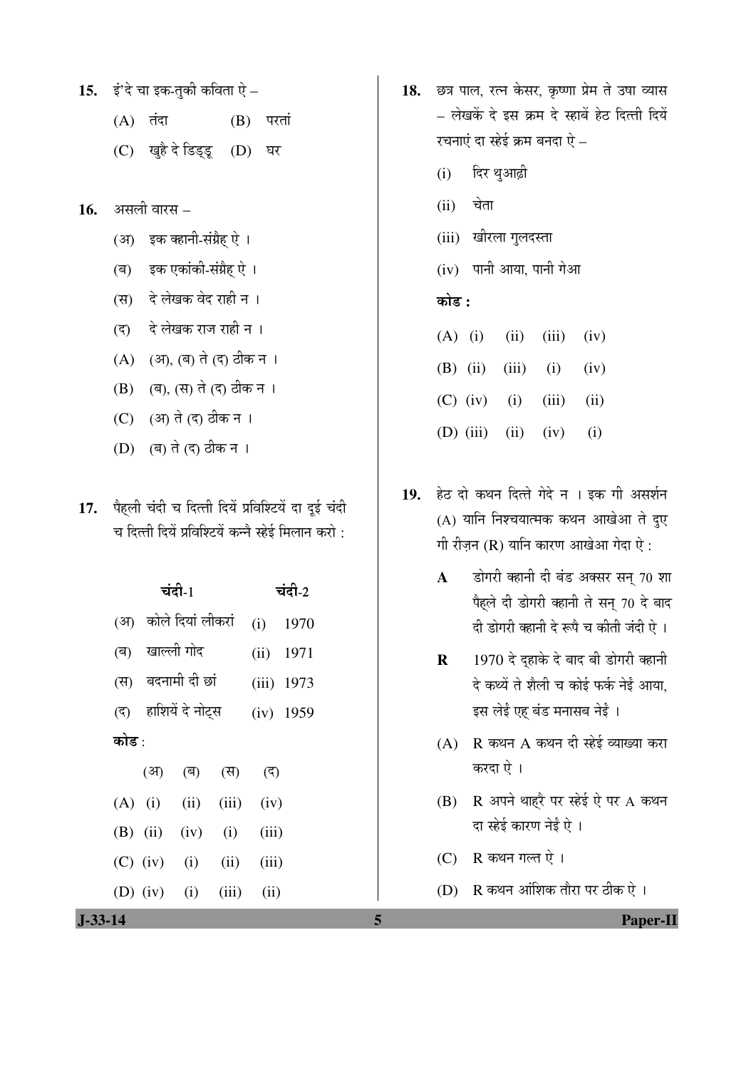15. इं'दे चा इक-तुकी कविता ऐ –

    (A) तंदा (B) परतां

    (C) खुहै दे डिड्डू (D) घर

16. असली वारस –

    (अ) इक क्हानी-संग्रैह् ऐ ।

    (ब) इक एकांकी-संग्रैह् ऐ ।

    (स) दे लेखक वेद राही न ।

    (द) दे लेखक राज राही न ।

    (A) (अ), (ब) ते (द) ठीक न ।

    (B) (ब), (स) ते (द) ठीक न ।

    (C) (अ) ते (द) ठीक न ।

    (D) (ब) ते (द) ठीक न ।

17. पैह्ली चंदी च दित्ती दियें प्रविश्टियें दा दूई चंदी च दित्ती दियें प्रविश्टियें कन्नै स्हेई मिलान करो :

| चंदी-1 | चंदी-2 |
|---|---|
| (अ) कोले दियां लीकरां | (i) 1970 |
| (ब) खाल्ली गोद | (ii) 1971 |
| (स) बदनामी दी छां | (iii) 1973 |
| (द) हाशियें दे नोट्स | (iv) 1959 |

कोड :

| | (अ) | (ब) | (स) | (द) |
|---|---|---|---|---|
| (A) | (i) | (ii) | (iii) | (iv) |
| (B) | (ii) | (iv) | (i) | (iii) |
| (C) | (iv) | (i) | (ii) | (iii) |
| (D) | (iv) | (i) | (iii) | (ii) |

18. छत्र पाल, रत्न केसर, कृष्णा प्रेम ते उषा व्यास – लेखकें दे इस क्रम दे स्हाबें हेठ दित्ती दियें रचनाएं दा स्हेई क्रम बनदा ऐ –

    (i) दिर थुआढ़ी

    (ii) चेता

    (iii) खीरला गुलदस्ता

    (iv) पानी आया, पानी गेआ

कोड :

| | | | | |
|---|---|---|---|---|
| (A) | (i) | (ii) | (iii) | (iv) |
| (B) | (ii) | (iii) | (i) | (iv) |
| (C) | (iv) | (i) | (iii) | (ii) |
| (D) | (iii) | (ii) | (iv) | (i) |

19. हेठ दो कथन दित्ते गेदे न । इक गी असर्शन (A) यानि निश्चयात्मक कथन आखेआ ते दुए गी रीज़न (R) यानि कारण आखेआ गेदा ऐ :

    **A** डोगरी क्हानी दी बंड अक्सर सन् 70 शा पैह्ले दी डोगरी क्हानी ते सन् 70 दे बाद दी डोगरी क्हानी दे रूपै च कीती जंदी ऐ ।

    **R** 1970 दे द्हाके दे बाद बी डोगरी क्हानी दे कथ्यें ते शैली च कोई फर्क नेईं आया, इस लेई एह् बंड मनासब नेईं ।

    (A) R कथन A कथन दी स्हेई व्याख्या करा करदा ऐ ।

    (B) R अपने थाह्रै पर स्हेई ऐ पर A कथन दा स्हेई कारण नेईं ऐ ।

    (C) R कथन गल्त ऐ ।

    (D) R कथन आंशिक तौरा पर ठीक ऐ ।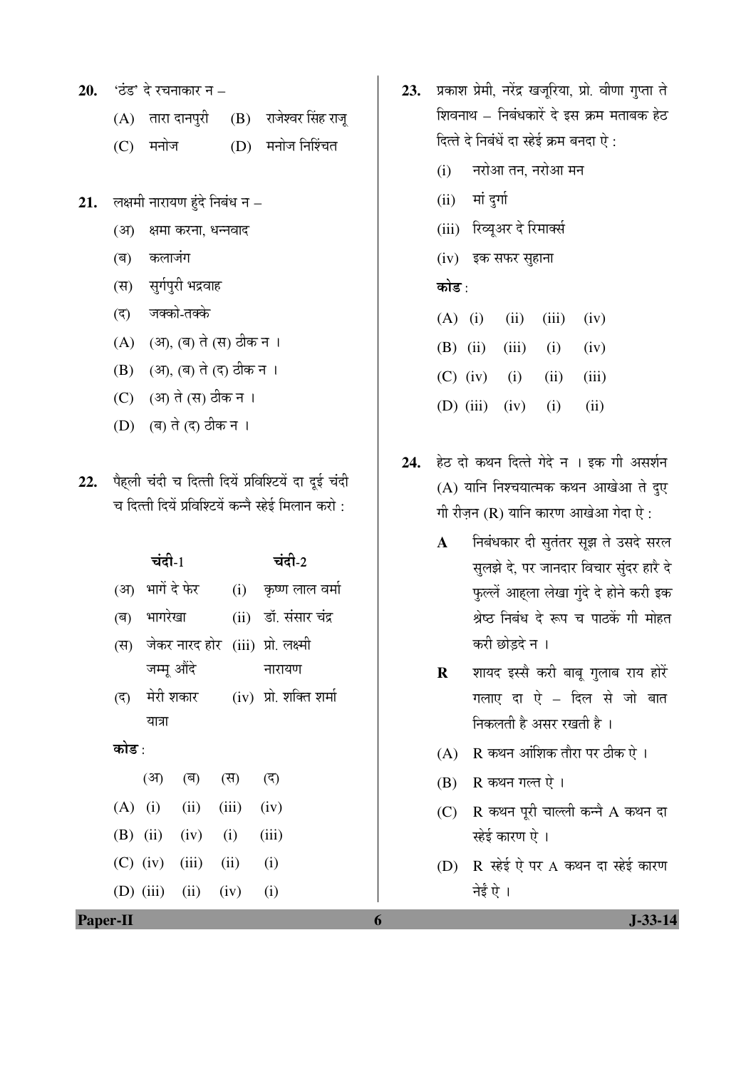**20.** 'ठंड' दे रचनाकार न –

(A) तारा दानपुरी (B) राजेश्वर सिंह राजू

(C) मनोज (D) मनोज निश्चिंत

**21.** लक्ष्मी नारायण हुंदे निबंध न –

(अ) क्षमा करना, धन्नवाद

(ब) कलाजंग

(स) सुर्गपुरी भद्रवाह

(द) जक्को-तक्के

(A) (अ), (ब) ते (स) ठीक न ।

(B) (अ), (ब) ते (द) ठीक न ।

(C) (अ) ते (स) ठीक न ।

(D) (ब) ते (द) ठीक न ।

**22.** पैह्ली चंदी च दित्ती दियें प्रविश्टियें दा दूई चंदी च दित्ती दियें प्रविश्टियें कन्नै स्हेई मिलान करो :

| | चंदी-1 | | चंदी-2 |
|---|---|---|---|
| (अ) | भागें दे फेर | (i) | कृष्ण लाल वर्मा |
| (ब) | भागरेखा | (ii) | डॉ. संसार चंद्र |
| (स) | जेकर नारद होर जम्मू औंदे | (iii) | प्रो. लक्ष्मी नारायण |
| (द) | मेरी शकार यात्रा | (iv) | प्रो. शक्ति शर्मा |

**कोड :**

| | (अ) | (ब) | (स) | (द) |
|---|---|---|---|---|
| (A) | (i) | (ii) | (iii) | (iv) |
| (B) | (ii) | (iv) | (i) | (iii) |
| (C) | (iv) | (iii) | (ii) | (i) |
| (D) | (iii) | (ii) | (iv) | (i) |

**23.** प्रकाश प्रेमी, नरेंद्र खजूरिया, प्रो. वीणा गुप्ता ते शिवनाथ – निबंधकारें दे इस क्रम मताबक हेठ दित्ते दे निबंधें दा स्हेई क्रम बनदा ऐ :

(i) नरोआ तन, नरोआ मन

(ii) मां दुर्गा

(iii) रिव्यूअर दे रिमार्क्स

(iv) इक सफर सुहाना

**कोड :**

| | | | | |
|---|---|---|---|---|
| (A) | (i) | (ii) | (iii) | (iv) |
| (B) | (ii) | (iii) | (i) | (iv) |
| (C) | (iv) | (i) | (ii) | (iii) |
| (D) | (iii) | (iv) | (i) | (ii) |

**24.** हेठ दो कथन दित्ते गेदे न । इक गी असर्शन (A) यानि निश्चयात्मक कथन आखेआ ते दुए गी रीज़न (R) यानि कारण आखेआ गेदा ऐ :

**A** निबंधकार दी सुतंतर सूझ ते उसदे सरल सुलझे दे, पर जानदार विचार सुंदर हारै दे फुल्लें आह्ला लेखा गुंदे दे होने करी इक श्रेष्ठ निबंध दे रूप च पाठकें गी मोहत करी छोड़दे न ।

**R** शायद इस्सै करी बाबू गुलाब राय होरें गलाए दा ऐ – दिल से जो बात निकलती है असर रखती है ।

(A) R कथन आंशिक तौरा पर ठीक ऐ ।

(B) R कथन गल्त ऐ ।

(C) R कथन पूरी चाल्ली कन्नै A कथन दा स्हेई कारण ऐ ।

(D) R स्हेई ऐ पर A कथन दा स्हेई कारण नेईं ऐ ।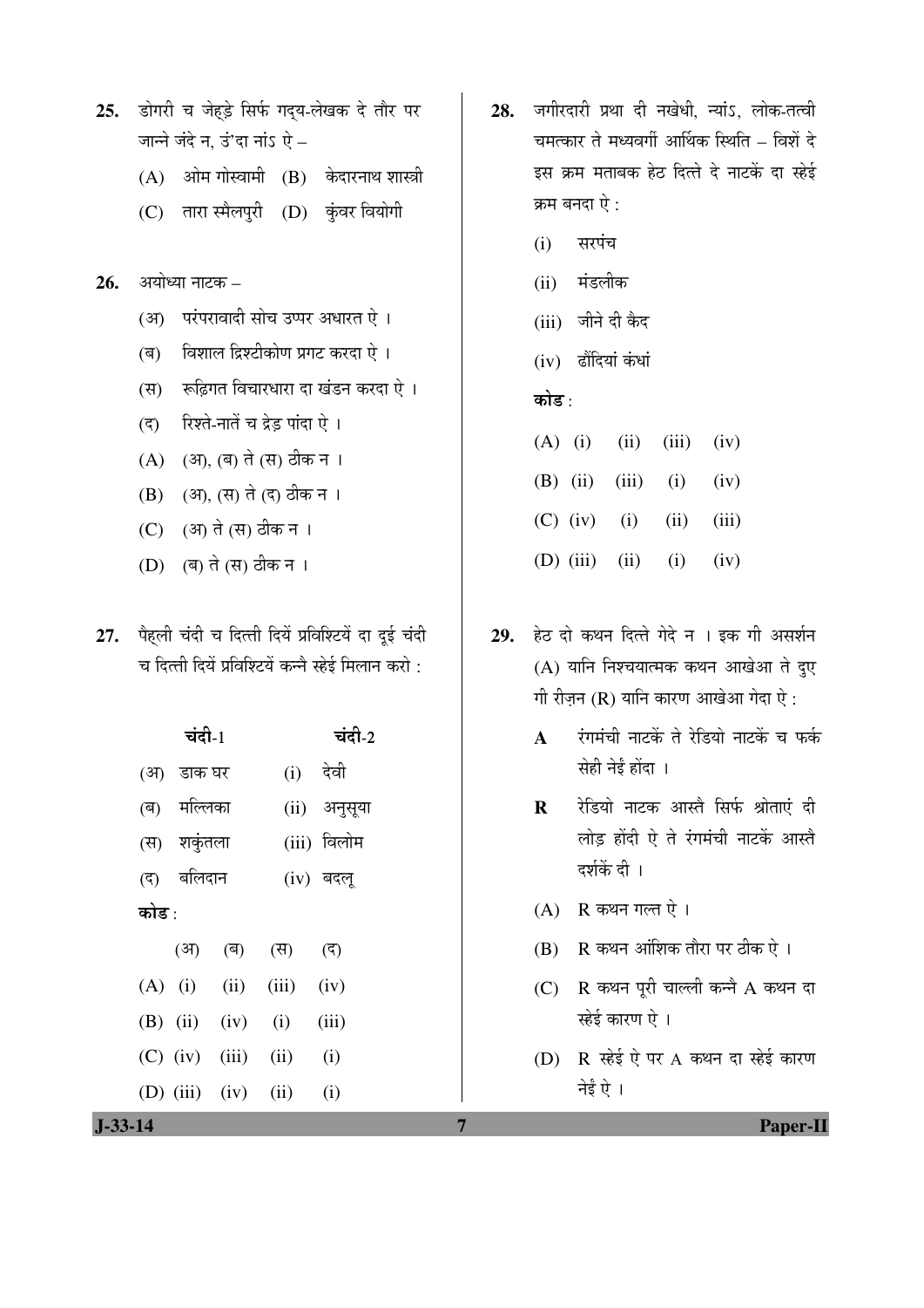25. डोगरी च जेहड़े सिर्फ गद्य-लेखक दे तौर पर जान्ने जंदे न, उं'दा नां ऐ –

(A) ओम गोस्वामी (B) केदारनाथ शास्त्री

(C) तारा स्मैलपुरी (D) कुंवर वियोगी

26. अयोध्या नाटक –

(अ) परंपरावादी सोच उप्पर अधारत ऐ ।

(ब) विशाल द्रिश्टीकोण प्रगट करदा ऐ ।

(स) रूढ़िगत विचारधारा दा खंडन करदा ऐ ।

(द) रिश्ते-नातें च त्रेड़ पांदा ऐ ।

(A) (अ), (ब) ते (स) ठीक न ।

(B) (अ), (स) ते (द) ठीक न ।

(C) (अ) ते (स) ठीक न ।

(D) (ब) ते (स) ठीक न ।

27. पैह्‌ली चंदी च दित्ती दियें प्रविश्टियें दा दूई चंदी च दित्ती दियें प्रविश्टियें कन्नै स्हेई मिलान करो :

| चंदी-1 | चंदी-2 |
|---|---|
| (अ) डाक घर | (i) देवी |
| (ब) मल्लिका | (ii) अनुसूया |
| (स) शकुंतला | (iii) विलोम |
| (द) बलिदान | (iv) बदलू |

कोड :

| | (अ) | (ब) | (स) | (द) |
|---|---|---|---|---|
| (A) | (i) | (ii) | (iii) | (iv) |
| (B) | (ii) | (iv) | (i) | (iii) |
| (C) | (iv) | (iii) | (ii) | (i) |
| (D) | (iii) | (iv) | (ii) | (i) |

28. जगीरदारी प्रथा दी नखेधी, न्यांऽ, लोक-तत्वी चमत्कार ते मध्यवर्गी आर्थिक स्थिति – विशें दे इस क्रम मताबक हेठ दित्ते दे नाटकें दा स्हेई क्रम बनदा ऐ :

(i) सरपंच

(ii) मंडलीक

(iii) जीने दी कैद

(iv) ढौंदियां कंधां

कोड :

| | | | | |
|---|---|---|---|---|
| (A) | (i) | (ii) | (iii) | (iv) |
| (B) | (ii) | (iii) | (i) | (iv) |
| (C) | (iv) | (i) | (ii) | (iii) |
| (D) | (iii) | (ii) | (i) | (iv) |

29. हेठ दो कथन दित्ते गेदे न । इक गी असर्शन (A) यानि निश्चयात्मक कथन आखेआ ते दुए गी रीज़न (R) यानि कारण आखेआ गेदा ऐ :

**A** रंगमंची नाटकें ते रेडियो नाटकें च फर्क सेही नेईं होंदा ।

**R** रेडियो नाटक आस्तै सिर्फ श्रोताएं दी लोड़ होंदी ऐ ते रंगमंची नाटकें आस्तै दर्शकें दी ।

(A) R कथन गल्त ऐ ।

(B) R कथन आंशिक तौरा पर ठीक ऐ ।

(C) R कथन पूरी चाल्ली कन्नै A कथन दा स्हेई कारण ऐ ।

(D) R स्हेई ऐ पर A कथन दा स्हेई कारण नेईं ऐ ।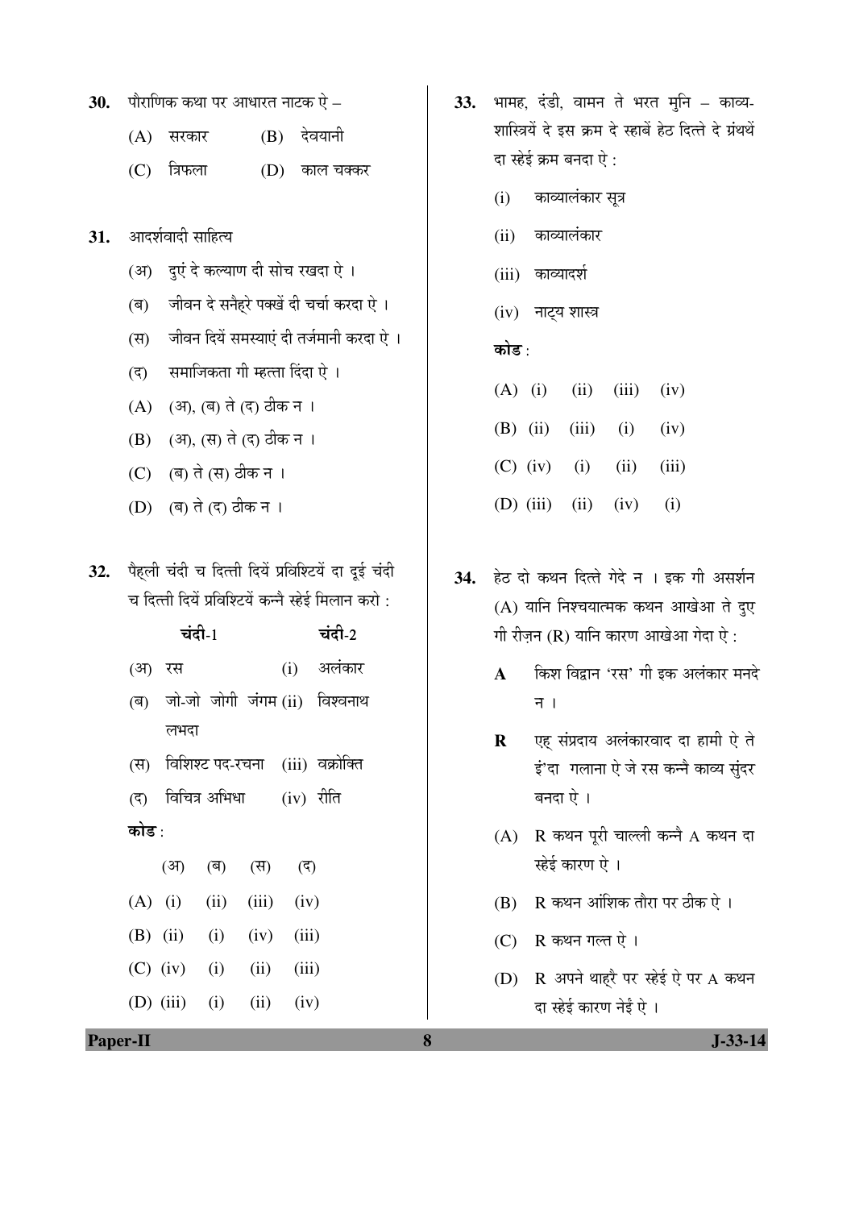**30.** पौराणिक कथा पर आधारत नाटक ऐ –

(A) सरकार (B) देवयानी

(C) त्रिफला (D) काल चक्कर

**31.** आदर्शवादी साहित्य

(अ) दुएं दे कल्याण दी सोच रखदा ऐ ।

(ब) जीवन दे सनैहरे पक्खें दी चर्चा करदा ऐ ।

(स) जीवन दियें समस्याएं दी तर्जमानी करदा ऐ ।

(द) समाजिकता गी म्हत्ता दिंदा ऐ ।

(A) (अ), (ब) ते (द) ठीक न ।

(B) (अ), (स) ते (द) ठीक न ।

(C) (ब) ते (स) ठीक न ।

(D) (ब) ते (द) ठीक न ।

**32.** पैहली चंदी च दित्ती दियें प्रविश्टियें दा दूई चंदी च दित्ती दियें प्रविश्टियें कन्नै स्हेई मिलान करो :

| चंदी-1 | चंदी-2 |
|---|---|
| (अ) रस | (i) अलंकार |
| (ब) जो-जो जोगी जंगम लभदा | (ii) विश्वनाथ |
| (स) विशिश्ट पद-रचना | (iii) वक्रोक्ति |
| (द) विचित्र अभिधा | (iv) रीति |

**कोड :**

| | (अ) | (ब) | (स) | (द) |
|---|---|---|---|---|
| (A) | (i) | (ii) | (iii) | (iv) |
| (B) | (ii) | (i) | (iv) | (iii) |
| (C) | (iv) | (i) | (ii) | (iii) |
| (D) | (iii) | (i) | (ii) | (iv) |

**33.** भामह, दंडी, वामन ते भरत मुनि – काव्य-शास्त्रियें दे इस क्रम दे स्हाबें हेठ दित्ते दे ग्रंथें दा स्हेई क्रम बनदा ऐ :

(i) काव्यालंकार सूत्र

(ii) काव्यालंकार

(iii) काव्यादर्श

(iv) नाट्य शास्त्र

**कोड :**

| | | | | |
|---|---|---|---|---|
| (A) | (i) | (ii) | (iii) | (iv) |
| (B) | (ii) | (iii) | (i) | (iv) |
| (C) | (iv) | (i) | (ii) | (iii) |
| (D) | (iii) | (ii) | (iv) | (i) |

**34.** हेठ दो कथन दित्ते गेदे न । इक गी असर्शन (A) यानि निश्चयात्मक कथन आखेआ ते दुए गी रीज़न (R) यानि कारण आखेआ गेदा ऐ :

**A** किश विद्वान 'रस' गी इक अलंकार मनदे न ।

**R** एह् संप्रदाय अलंकारवाद दा हामी ऐ ते इं'दा गलाना ऐ जे रस कन्नै काव्य सुंदर बनदा ऐ ।

(A) R कथन पूरी चाल्ली कन्नै A कथन दा स्हेई कारण ऐ ।

(B) R कथन आंशिक तौरा पर ठीक ऐ ।

(C) R कथन गल्त ऐ ।

(D) R अपने थाह्‌रै पर स्हेई ऐ पर A कथन दा स्हेई कारण नेईं ऐ ।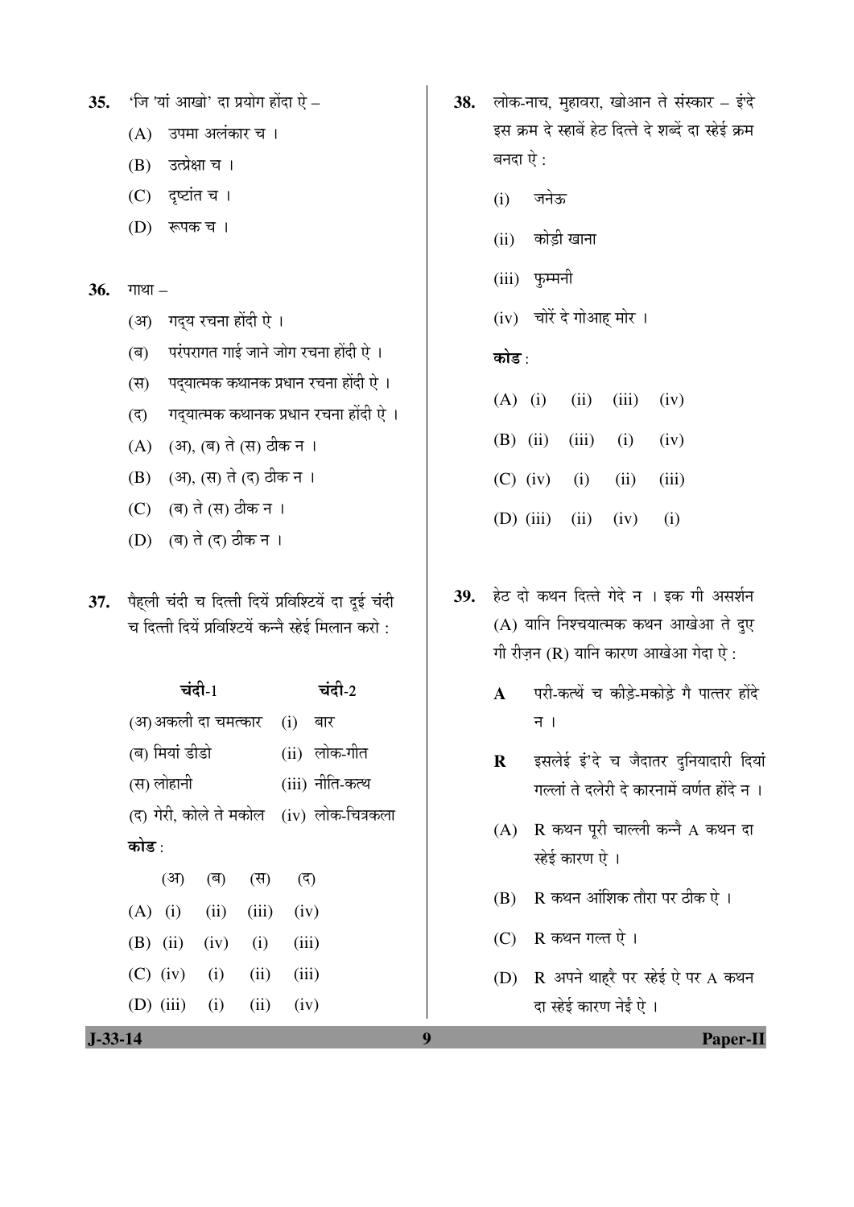35. 'जि 'यां आखो' दा प्रयोग होंदा ऐ –

 (A) उपमा अलंकार च ।

 (B) उत्प्रेक्षा च ।

 (C) दृष्टांत च ।

 (D) रूपक च ।

36. गाथा –

 (अ) गद्य रचना होंदी ऐ ।

 (ब) परंपरागत गाई जाने जोग रचना होंदी ऐ ।

 (स) पद्यात्मक कथानक प्रधान रचना होंदी ऐ ।

 (द) गद्यात्मक कथानक प्रधान रचना होंदी ऐ ।

 (A) (अ), (ब) ते (स) ठीक न ।

 (B) (अ), (स) ते (द) ठीक न ।

 (C) (ब) ते (स) ठीक न ।

 (D) (ब) ते (द) ठीक न ।

37. पैह्‌ली चंदी च दित्ती दियें प्रविश्टियें दा दूई चंदी च दित्ती दियें प्रविश्टियें कन्नै स्हेई मिलान करो :

| चंदी-1 | चंदी-2 |
|---|---|
| (अ) अकली दा चमत्कार | (i) बार |
| (ब) मियां डीडो | (ii) लोक-गीत |
| (स) लोहानी | (iii) नीति-कत्थ |
| (द) गेरी, कोले ते मकोल | (iv) लोक-चित्रकला |

**कोड** :

| | (अ) | (ब) | (स) | (द) |
|---|---|---|---|---|
| (A) | (i) | (ii) | (iii) | (iv) |
| (B) | (ii) | (iv) | (i) | (iii) |
| (C) | (iv) | (i) | (ii) | (iii) |
| (D) | (iii) | (i) | (ii) | (iv) |

38. लोक-नाच, मुहावरा, खोआन ते संस्कार – इंदे इस क्रम दे स्हाबें हेठ दित्ते दे शब्दें दा स्हेई क्रम बनदा ऐ :

 (i) जनेऊ

 (ii) कोड़ी खाना

 (iii) फुम्मनी

 (iv) चोरें दे गोआह् मोर ।

**कोड** :

| | | | | |
|---|---|---|---|---|
| (A) | (i) | (ii) | (iii) | (iv) |
| (B) | (ii) | (iii) | (i) | (iv) |
| (C) | (iv) | (i) | (ii) | (iii) |
| (D) | (iii) | (ii) | (iv) | (i) |

39. हेठ दो कथन दित्ते गेदे न । इक गी असर्शन (A) यानि निश्चयात्मक कथन आखेआ ते दुए गी रीज़न (R) यानि कारण आखेआ गेदा ऐ :

 **A** परी-कत्थें च कीड़े-मकोड़े गै पात्तर होंदे न ।

 **R** इसलेई इं'दे च जैदातर दुनियादारी दियां गल्लां ते दलेरी दे कारनामें वर्णत होंदे न ।

 (A) R कथन पूरी चाल्ली कन्नै A कथन दा स्हेई कारण ऐ ।

 (B) R कथन आंशिक तौरा पर ठीक ऐ ।

 (C) R कथन गल्त ऐ ।

 (D) R अपने थाह्‌रै पर स्हेई ऐ पर A कथन दा स्हेई कारण नेईं ऐ ।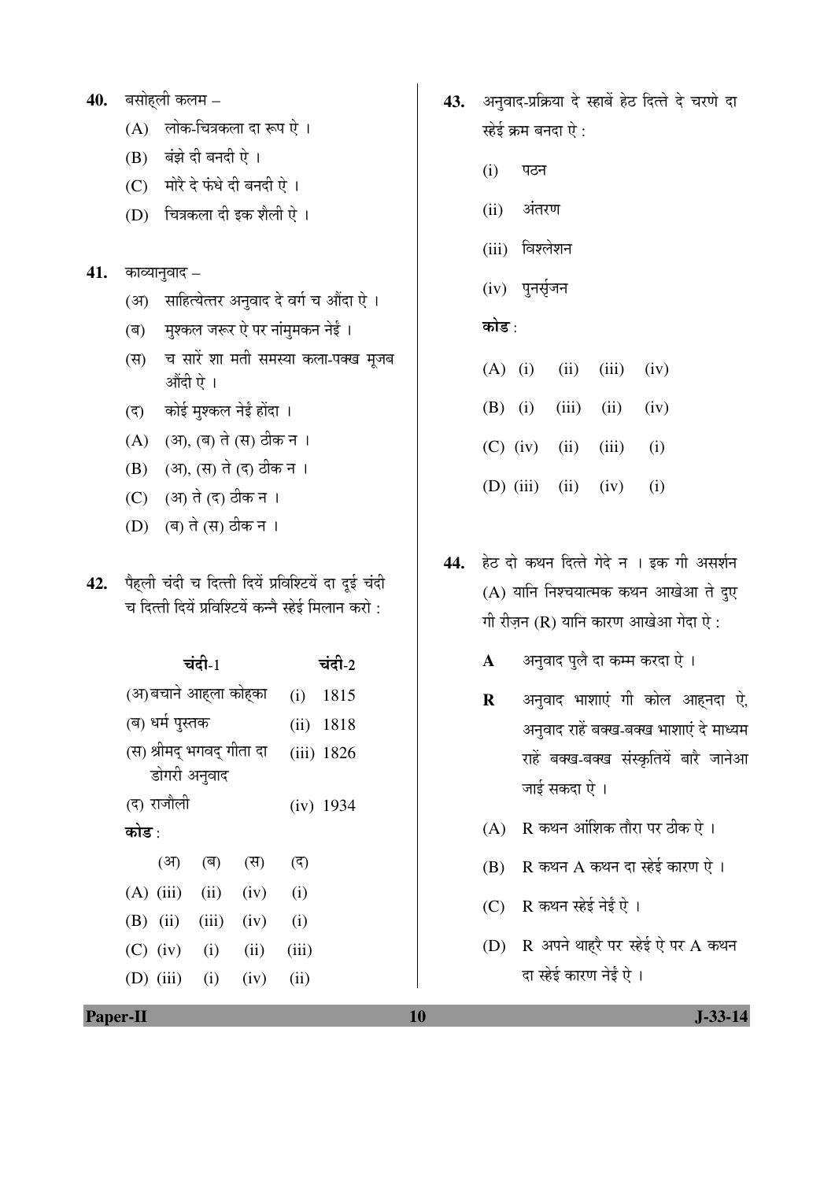**40.** बसोह्ली कलम –

(A) लोक-चित्रकला दा रूप ऐ ।

(B) बंझे दी बनदी ऐ ।

(C) मोरै दे फंधे दी बनदी ऐ ।

(D) चित्रकला दी इक शैली ऐ ।

**41.** काव्यानुवाद –

(अ) साहित्येत्तर अनुवाद दे वर्ग च औंदा ऐ ।

(ब) मुश्कल जरूर ऐ पर नांमुमकन नेईं ।

(स) च सारें शा मती समस्या कला-पक्ख मूजब औंदी ऐ ।

(द) कोई मुश्कल नेईं होंदा ।

(A) (अ), (ब) ते (स) ठीक न ।

(B) (अ), (स) ते (द) ठीक न ।

(C) (अ) ते (द) ठीक न ।

(D) (ब) ते (स) ठीक न ।

**42.** पैह्ली चंदी च दित्ती दियें प्रविश्टियें दा दूई चंदी च दित्ती दियें प्रविश्टियें कन्नै स्हेई मिलान करो :

| चंदी-1 | चंदी-2 |
|---|---|
| (अ) बचाने आह्ला कोह्का | (i) 1815 |
| (ब) धर्म पुस्तक | (ii) 1818 |
| (स) श्रीमद् भगवद् गीता दा डोगरी अनुवाद | (iii) 1826 |
| (द) राजौली | (iv) 1934 |

**कोड** :

| | (अ) | (ब) | (स) | (द) |
|---|---|---|---|---|
| (A) | (iii) | (ii) | (iv) | (i) |
| (B) | (ii) | (iii) | (iv) | (i) |
| (C) | (iv) | (i) | (ii) | (iii) |
| (D) | (iii) | (i) | (iv) | (ii) |

**43.** अनुवाद-प्रक्रिया दे स्हाबें हेठ दित्ते दे चरणे दा स्हेई क्रम बनदा ऐ :

(i) पठन

(ii) अंतरण

(iii) विश्लेशन

(iv) पुनर्सृजन

**कोड** :

(A) (i) (ii) (iii) (iv)

(B) (i) (iii) (ii) (iv)

(C) (iv) (ii) (iii) (i)

(D) (iii) (ii) (iv) (i)

**44.** हेठ दो कथन दित्ते गेदे न । इक गी असर्शन (A) यानि निश्चयात्मक कथन आखेआ ते दुए गी रीज़न (R) यानि कारण आखेआ गेदा ऐ :

**A** अनुवाद पुलै दा कम्म करदा ऐ ।

**R** अनुवाद भाशाएं गी कोल आह्नदा ऐ, अनुवाद राहें बक्ख-बक्ख भाशाएं दे माध्यम राहें बक्ख-बक्ख संस्कृतियें बारे जानेआ जाई सकदा ऐ ।

(A) R कथन आंशिक तौरा पर ठीक ऐ ।

(B) R कथन A कथन दा स्हेई कारण ऐ ।

(C) R कथन स्हेई नेईं ऐ ।

(D) R अपने थाह्रै पर स्हेई ऐ पर A कथन दा स्हेई कारण नेईं ऐ ।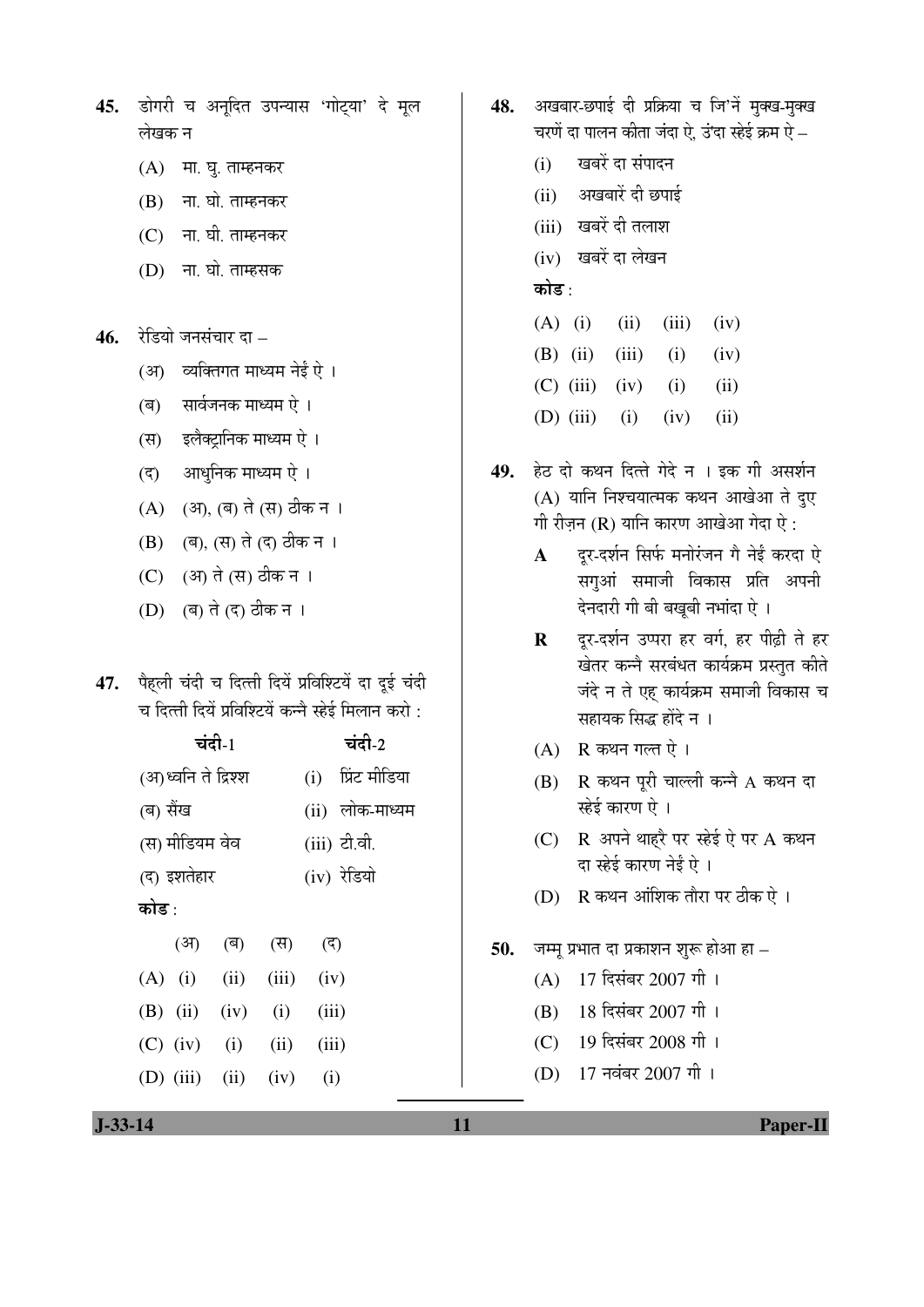**45.** डोगरी च अनूदित उपन्यास 'गोट्या' दे मूल लेखक न

(A) मा. घु. ताम्हनकर

(B) ना. घो. ताम्हनकर

(C) ना. घी. ताम्हनकर

(D) ना. घो. ताम्हसक

**46.** रेडियो जनसंचार दा –

(अ) व्यक्तिगत माध्यम नेईं ऐ ।

(ब) सार्वजनक माध्यम ऐ ।

(स) इलैक्ट्रानिक माध्यम ऐ ।

(द) आधुनिक माध्यम ऐ ।

(A) (अ), (ब) ते (स) ठीक न ।

(B) (ब), (स) ते (द) ठीक न ।

(C) (अ) ते (स) ठीक न ।

(D) (ब) ते (द) ठीक न ।

**47.** पैह्ली चंदी च दित्ती दियें प्रविश्टियें दा दूई चंदी च दित्ती दियें प्रविश्टियें कन्नै स्हेई मिलान करो :

| चंदी-1 | चंदी-2 |
|---|---|
| (अ) ध्वनि ते द्रिश्श | (i) प्रिंट मीडिया |
| (ब) सैंख | (ii) लोक-माध्यम |
| (स) मीडियम वेव | (iii) टी.वी. |
| (द) इशतेहार | (iv) रेडियो |

**कोड :**

| | (अ) | (ब) | (स) | (द) |
|---|---|---|---|---|
| (A) | (i) | (ii) | (iii) | (iv) |
| (B) | (ii) | (iv) | (i) | (iii) |
| (C) | (iv) | (i) | (ii) | (iii) |
| (D) | (iii) | (ii) | (iv) | (i) |

**48.** अखबार-छपाई दी प्रक्रिया च जि'नें मुक्ख-मुक्ख चरणें दा पालन कीता जंदा ऐ, उंदा स्हेई क्रम ऐ –

(i) खबरें दा संपादन

(ii) अखबारें दी छपाई

(iii) खबरें दी तलाश

(iv) खबरें दा लेखन

**कोड :**

(A) (i) (ii) (iii) (iv)

(B) (ii) (iii) (i) (iv)

(C) (iii) (iv) (i) (ii)

(D) (iii) (i) (iv) (ii)

**49.** हेठ दो कथन दित्ते गेदे न । इक गी असर्शन (A) यानि निश्चयात्मक कथन आखेआ ते दुए गी रीज़न (R) यानि कारण आखेआ गेदा ऐ :

**A** दूर-दर्शन सिर्फ मनोरंजन गै नेईं करदा ऐ सगुआं समाजी विकास प्रति अपनी देनदारी गी बी बखूबी नभांदा ऐ ।

**R** दूर-दर्शन उप्परा हर वर्ग, हर पीढ़ी ते हर खेतर कन्नै सरबंधत कार्यक्रम प्रस्तुत कीते जंदे न ते एह् कार्यक्रम समाजी विकास च सहायक सिद्ध होंदे न ।

(A) R कथन गल्त ऐ ।

(B) R कथन पूरी चाल्ली कन्नै A कथन दा स्हेई कारण ऐ ।

(C) R अपने थाह्रै पर स्हेई ऐ पर A कथन दा स्हेई कारण नेईं ऐ ।

(D) R कथन आंशिक तौरा पर ठीक ऐ ।

**50.** जम्मू प्रभात दा प्रकाशन शुरू होआ हा –

(A) 17 दिसंबर 2007 गी ।

(B) 18 दिसंबर 2007 गी ।

(C) 19 दिसंबर 2008 गी ।

(D) 17 नवंबर 2007 गी ।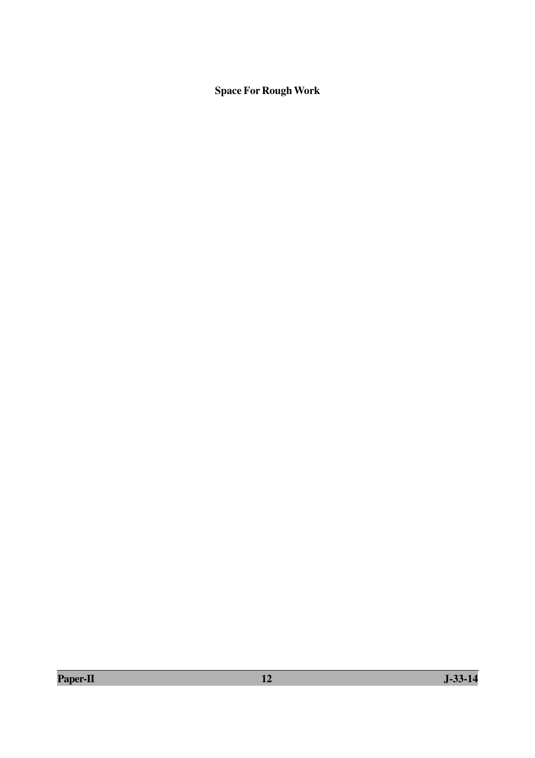**Space For Rough Work**